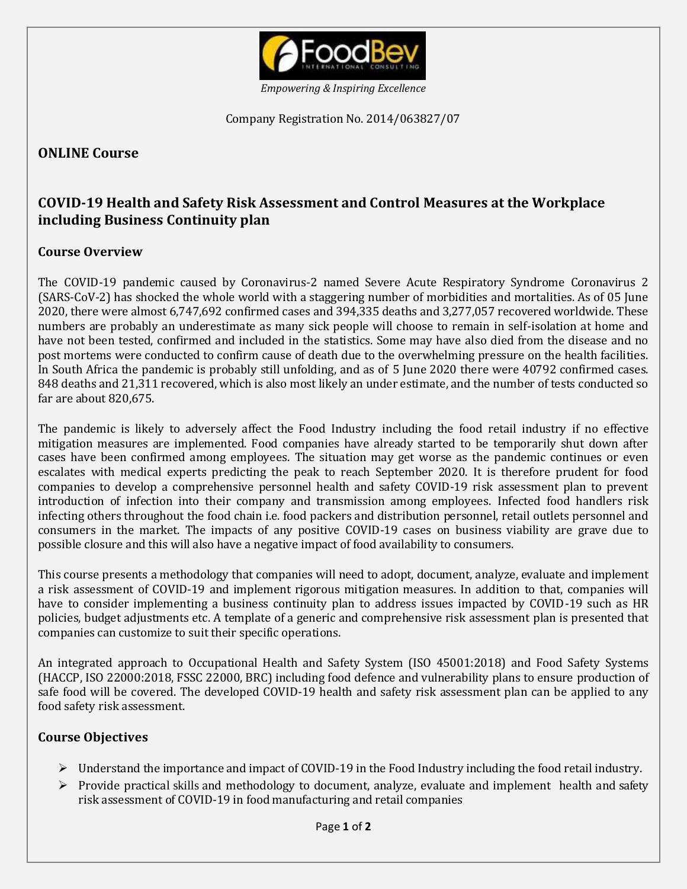*Empowering & Inspiring Excellence*

Company Registration No. 2014/063827/07

## ONLINE Course

# COVID-19 Health and Safety Risk Assessment and Control Measures at the Workplace including Business Continuity plan

### Course Overview

The COVID-19 pandemic caused by Coronavirus-2 named Severe Acute Respiratory Syndrome Coronavirus 2 (SARS-CoV-2) has shocked the whole world with a staggering number of morbidities and mortalities. As of 05 June 2020, there were almost 6,747,692 confirmed cases and 394,335 deaths and 3,277,057 recovered worldwide. These numbers are probably an underestimate as many sick people will choose to remain in self-isolation at home and have not been tested, confirmed and included in the statistics. Some may have also died from the disease and no post mortems were conducted to confirm cause of death due to the overwhelming pressure on the health facilities. In South Africa the pandemic is probably still unfolding, and as of 5 June 2020 there were 40792 confirmed cases. 848 deaths and 21,311 recovered, which is also most likely an under estimate, and the number of tests conducted so far are about 820,675.

The pandemic is likely to adversely affect the Food Industry including the food retail industry if no effective mitigation measures are implemented. Food companies have already started to be temporarily shut down after cases have been confirmed among employees. The situation may get worse as the pandemic continues or even escalates with medical experts predicting the peak to reach September 2020. It is therefore prudent for food companies to develop a comprehensive personnel health and safety COVID-19 risk assessment plan to prevent introduction of infection into their company and transmission among employees. Infected food handlers risk infecting others throughout the food chain i.e. food packers and distribution personnel, retail outlets personnel and consumers in the market. The impacts of any positive COVID-19 cases on business viability are grave due to possible closure and this will also have a negative impact of food availability to consumers.

This course presents a methodology that companies will need to adopt, document, analyze, evaluate and implement a risk assessment of COVID-19 and implement rigorous mitigation measures. In addition to that, companies will have to consider implementing a business continuity plan to address issues impacted by COVID-19 such as HR policies, budget adjustments etc. A template of a generic and comprehensive risk assessment plan is presented that companies can customize to suit their specific operations.

An integrated approach to Occupational Health and Safety System (ISO 45001:2018) and Food Safety Systems (HACCP, ISO 22000:2018, FSSC 22000, BRC) including food defence and vulnerability plans to ensure production of safe food will be covered. The developed COVID-19 health and safety risk assessment plan can be applied to any food safety risk assessment.

### Course Objectives

- Understand the importance and impact of COVID-19 in the Food Industry including the food retail industry.
- Provide practical skills and methodology to document, analyze, evaluate and implement health and safety risk assessment of COVID-19 in food manufacturing and retail companies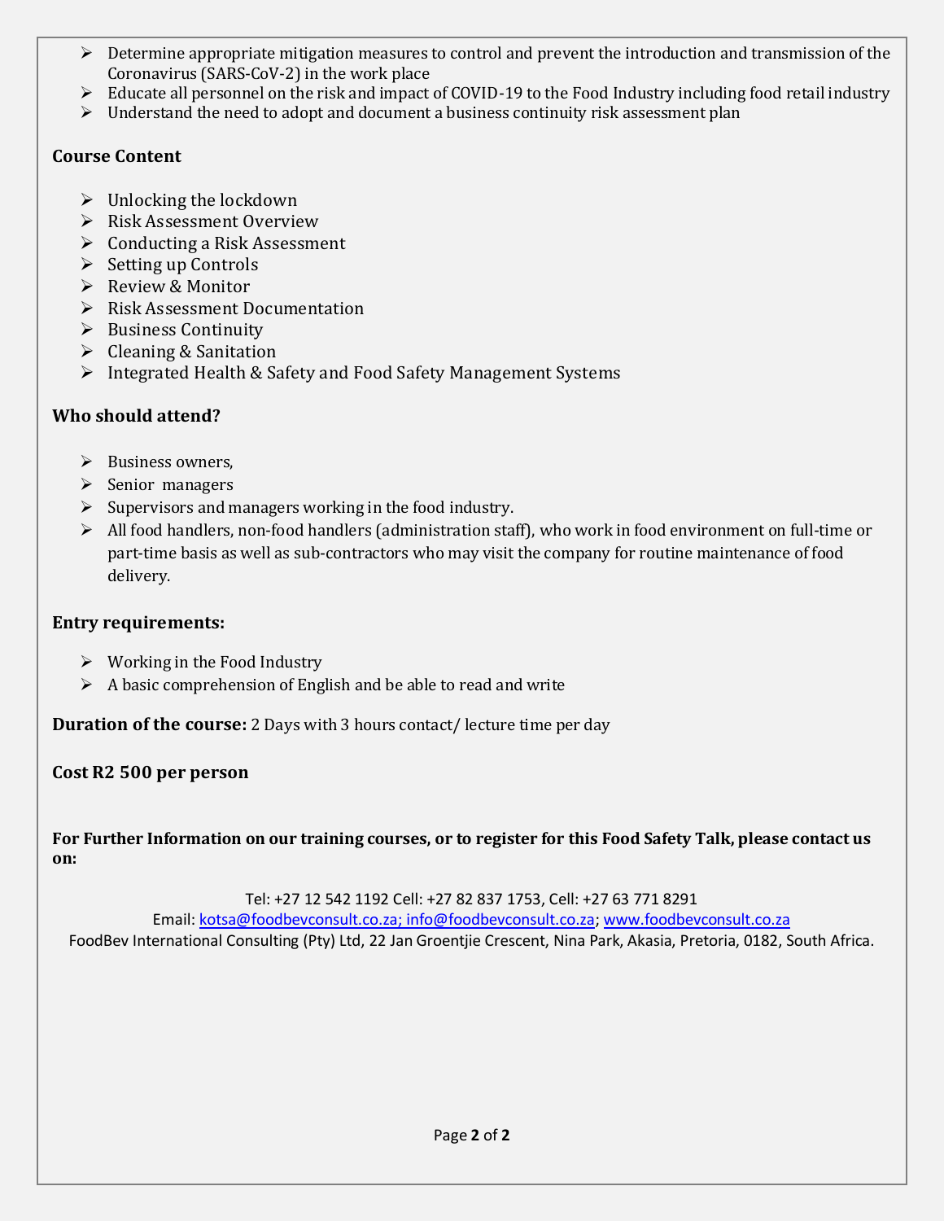- Determine appropriate mitigation measures to control and prevent the introduction and transmission of the Coronavirus (SARS-CoV-2) in the work place
- Educate all personnel on the risk and impact of COVID-19 to the Food Industry including food retail industry
- Understand the need to adopt and document a business continuity risk assessment plan

**Course Content**

- Unlocking the lockdown
- Risk Assessment Overview
- Conducting a Risk Assessment
- Setting up Controls
- Review & Monitor
- Risk Assessment Documentation
- Business Continuity
- Cleaning & Sanitation
- Integrated Health & Safety and Food Safety Management Systems

**Who should attend?**

- Business owners,
- Senior managers
- Supervisors and managers working in the food industry.
- All food handlers, non-food handlers (administration staff), who work in food environment on full-time or part-time basis as well as sub-contractors who may visit the company for routine maintenance of food delivery.

**Entry requirements:**

- Working in the Food Industry
- A basic comprehension of English and be able to read and write

**Duration of the course:** 2 Days with 3 hours contact/ lecture time per day

**Cost R2 500 per person**

**For Further Information on our training courses, or to register for this Food Safety Talk, please contact us on:**

Tel: +27 12 542 1192 Cell: +27 82 837 1753, Cell: +27 63 771 8291

Email: kotsa@foodbevconsult.co.za; info@foodbevconsult.co.za; www.foodbevconsult.co.za

FoodBev International Consulting (Pty) Ltd, 22 Jan Groentjie Crescent, Nina Park, Akasia, Pretoria, 0182, South Africa.